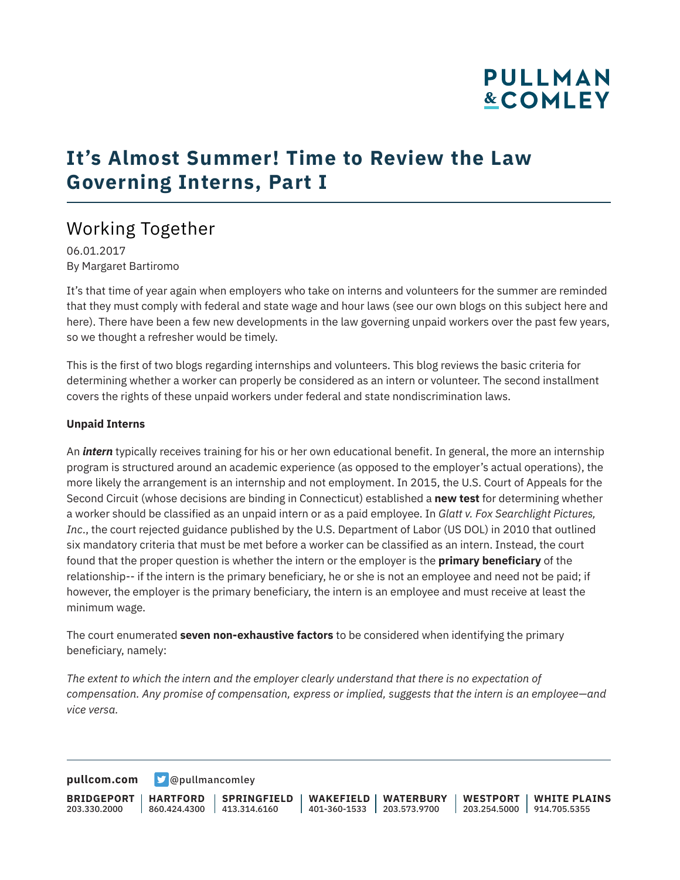# It's Almost Summer! Time to Review the Law Governing Interns, Part I

## Working Together

06.01.2017
By Margaret Bartiromo

It's that time of year again when employers who take on interns and volunteers for the summer are reminded that they must comply with federal and state wage and hour laws (see our own blogs on this subject here and here). There have been a few new developments in the law governing unpaid workers over the past few years, so we thought a refresher would be timely.

This is the first of two blogs regarding internships and volunteers. This blog reviews the basic criteria for determining whether a worker can properly be considered as an intern or volunteer. The second installment covers the rights of these unpaid workers under federal and state nondiscrimination laws.

**Unpaid Interns**

An ***intern*** typically receives training for his or her own educational benefit. In general, the more an internship program is structured around an academic experience (as opposed to the employer's actual operations), the more likely the arrangement is an internship and not employment. In 2015, the U.S. Court of Appeals for the Second Circuit (whose decisions are binding in Connecticut) established a **new test** for determining whether a worker should be classified as an unpaid intern or as a paid employee. In *Glatt v. Fox Searchlight Pictures, Inc*., the court rejected guidance published by the U.S. Department of Labor (US DOL) in 2010 that outlined six mandatory criteria that must be met before a worker can be classified as an intern. Instead, the court found that the proper question is whether the intern or the employer is the **primary beneficiary** of the relationship-- if the intern is the primary beneficiary, he or she is not an employee and need not be paid; if however, the employer is the primary beneficiary, the intern is an employee and must receive at least the minimum wage.

The court enumerated **seven non-exhaustive factors** to be considered when identifying the primary beneficiary, namely:

*The extent to which the intern and the employer clearly understand that there is no expectation of compensation. Any promise of compensation, express or implied, suggests that the intern is an employee—and vice versa.*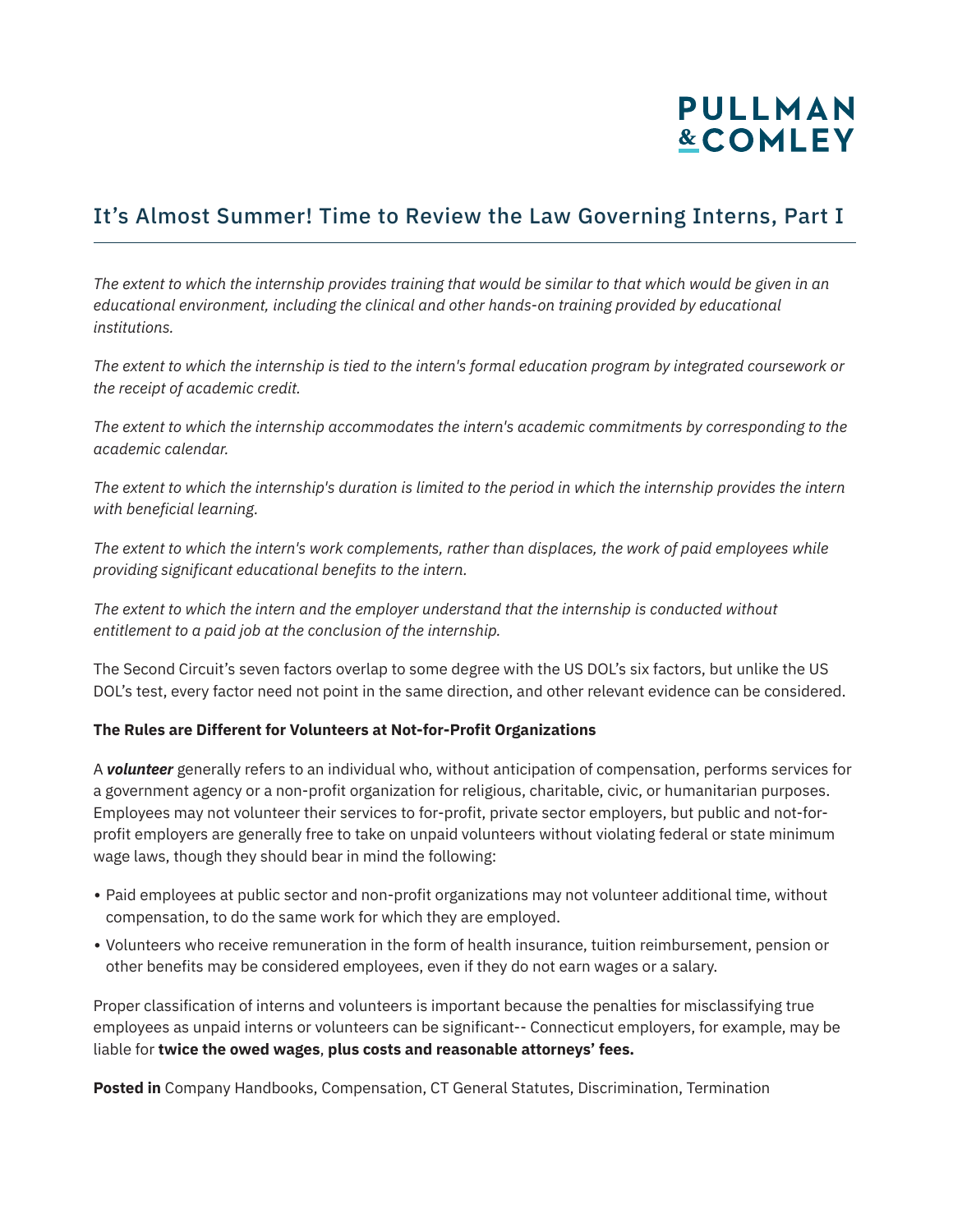*The extent to which the internship provides training that would be similar to that which would be given in an educational environment, including the clinical and other hands-on training provided by educational institutions.*

*The extent to which the internship is tied to the intern's formal education program by integrated coursework or the receipt of academic credit.*

*The extent to which the internship accommodates the intern's academic commitments by corresponding to the academic calendar.*

*The extent to which the internship's duration is limited to the period in which the internship provides the intern with beneficial learning.*

*The extent to which the intern's work complements, rather than displaces, the work of paid employees while providing significant educational benefits to the intern.*

*The extent to which the intern and the employer understand that the internship is conducted without entitlement to a paid job at the conclusion of the internship.*

The Second Circuit's seven factors overlap to some degree with the US DOL's six factors, but unlike the US DOL's test, every factor need not point in the same direction, and other relevant evidence can be considered.

**The Rules are Different for Volunteers at Not-for-Profit Organizations**

A ***volunteer*** generally refers to an individual who, without anticipation of compensation, performs services for a government agency or a non-profit organization for religious, charitable, civic, or humanitarian purposes. Employees may not volunteer their services to for-profit, private sector employers, but public and not-for-profit employers are generally free to take on unpaid volunteers without violating federal or state minimum wage laws, though they should bear in mind the following:

- Paid employees at public sector and non-profit organizations may not volunteer additional time, without compensation, to do the same work for which they are employed.
- Volunteers who receive remuneration in the form of health insurance, tuition reimbursement, pension or other benefits may be considered employees, even if they do not earn wages or a salary.

Proper classification of interns and volunteers is important because the penalties for misclassifying true employees as unpaid interns or volunteers can be significant-- Connecticut employers, for example, may be liable for **twice the owed wages**, **plus costs and reasonable attorneys' fees.**

**Posted in** Company Handbooks, Compensation, CT General Statutes, Discrimination, Termination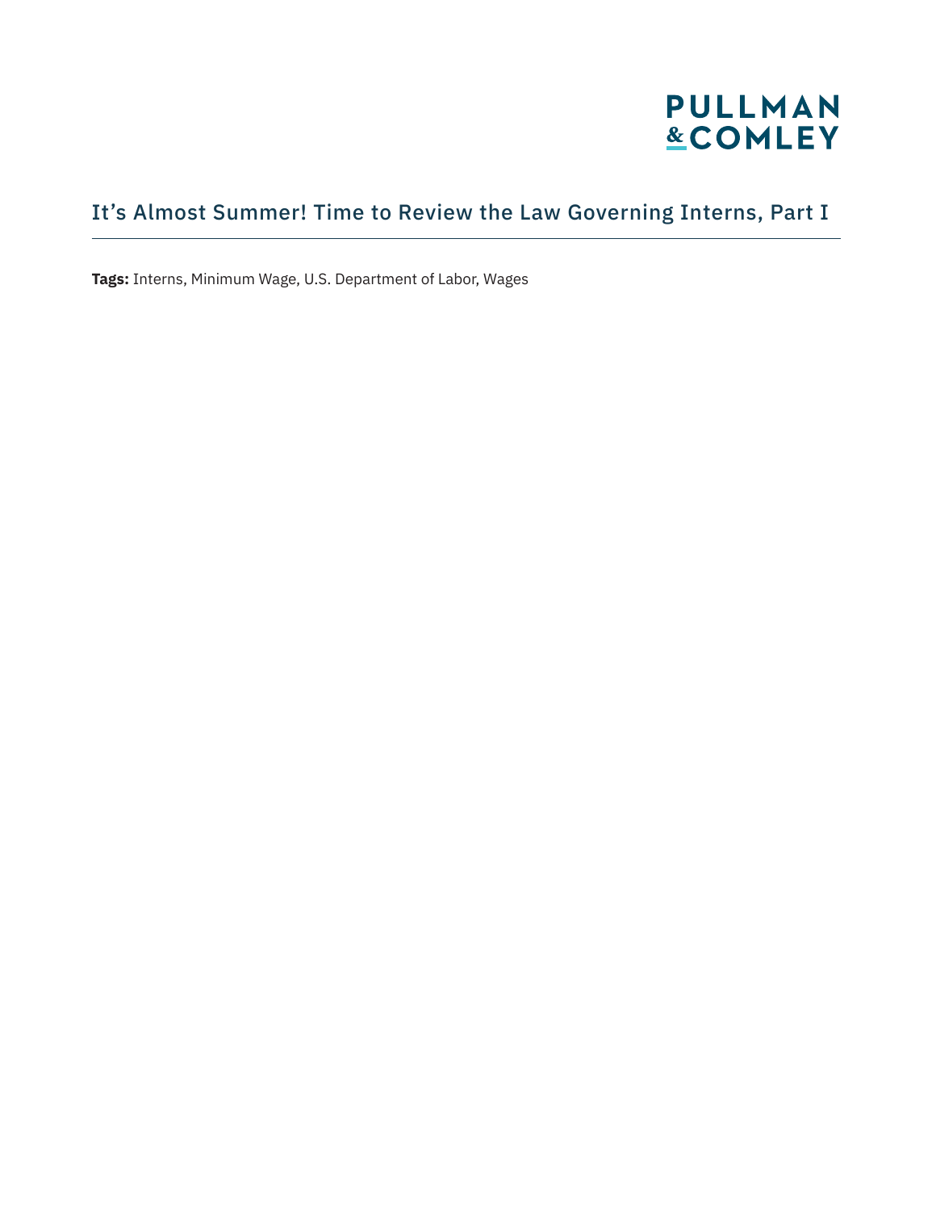## It's Almost Summer! Time to Review the Law Governing Interns, Part I

**Tags:** Interns, Minimum Wage, U.S. Department of Labor, Wages